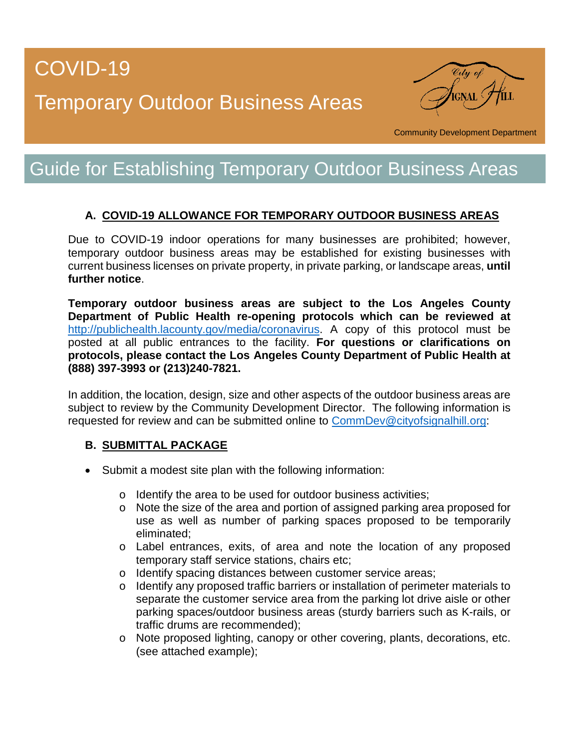# COVID-19

# Temporary Outdoor Business Areas

City of Signal Hill

Community Development Department

## Guide for Establishing Temporary Outdoor Business Areas

### A. COVID-19 ALLOWANCE FOR TEMPORARY OUTDOOR BUSINESS AREAS

Due to COVID-19 indoor operations for many businesses are prohibited; however, temporary outdoor business areas may be established for existing businesses with current business licenses on private property, in private parking, or landscape areas, **until further notice**.

**Temporary outdoor business areas are subject to the Los Angeles County Department of Public Health re-opening protocols which can be reviewed at** http://publichealth.lacounty.gov/media/coronavirus. A copy of this protocol must be posted at all public entrances to the facility. **For questions or clarifications on protocols, please contact the Los Angeles County Department of Public Health at (888) 397-3993 or (213)240-7821.**

In addition, the location, design, size and other aspects of the outdoor business areas are subject to review by the Community Development Director. The following information is requested for review and can be submitted online to CommDev@cityofsignalhill.org:

### B. SUBMITTAL PACKAGE

- Submit a modest site plan with the following information:
  - Identify the area to be used for outdoor business activities;
  - Note the size of the area and portion of assigned parking area proposed for use as well as number of parking spaces proposed to be temporarily eliminated;
  - Label entrances, exits, of area and note the location of any proposed temporary staff service stations, chairs etc;
  - Identify spacing distances between customer service areas;
  - Identify any proposed traffic barriers or installation of perimeter materials to separate the customer service area from the parking lot drive aisle or other parking spaces/outdoor business areas (sturdy barriers such as K-rails, or traffic drums are recommended);
  - Note proposed lighting, canopy or other covering, plants, decorations, etc. (see attached example);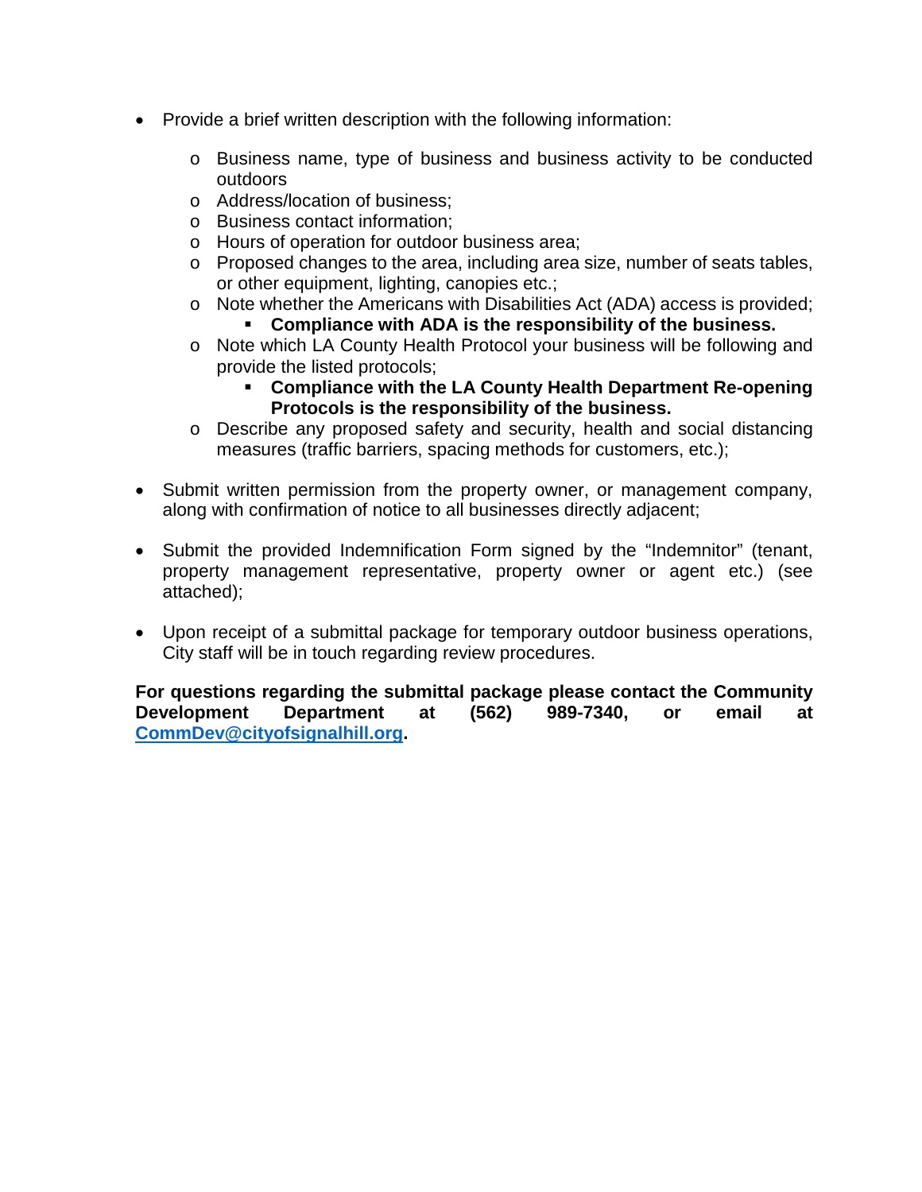- Provide a brief written description with the following information:

    - Business name, type of business and business activity to be conducted outdoors
    - Address/location of business;
    - Business contact information;
    - Hours of operation for outdoor business area;
    - Proposed changes to the area, including area size, number of seats tables, or other equipment, lighting, canopies etc.;
    - Note whether the Americans with Disabilities Act (ADA) access is provided;
        - **Compliance with ADA is the responsibility of the business.**
    - Note which LA County Health Protocol your business will be following and provide the listed protocols;
        - **Compliance with the LA County Health Department Re-opening Protocols is the responsibility of the business.**
    - Describe any proposed safety and security, health and social distancing measures (traffic barriers, spacing methods for customers, etc.);

- Submit written permission from the property owner, or management company, along with confirmation of notice to all businesses directly adjacent;

- Submit the provided Indemnification Form signed by the "Indemnitor" (tenant, property management representative, property owner or agent etc.) (see attached);

- Upon receipt of a submittal package for temporary outdoor business operations, City staff will be in touch regarding review procedures.

**For questions regarding the submittal package please contact the Community Development Department at (562) 989-7340, or email at CommDev@cityofsignalhill.org.**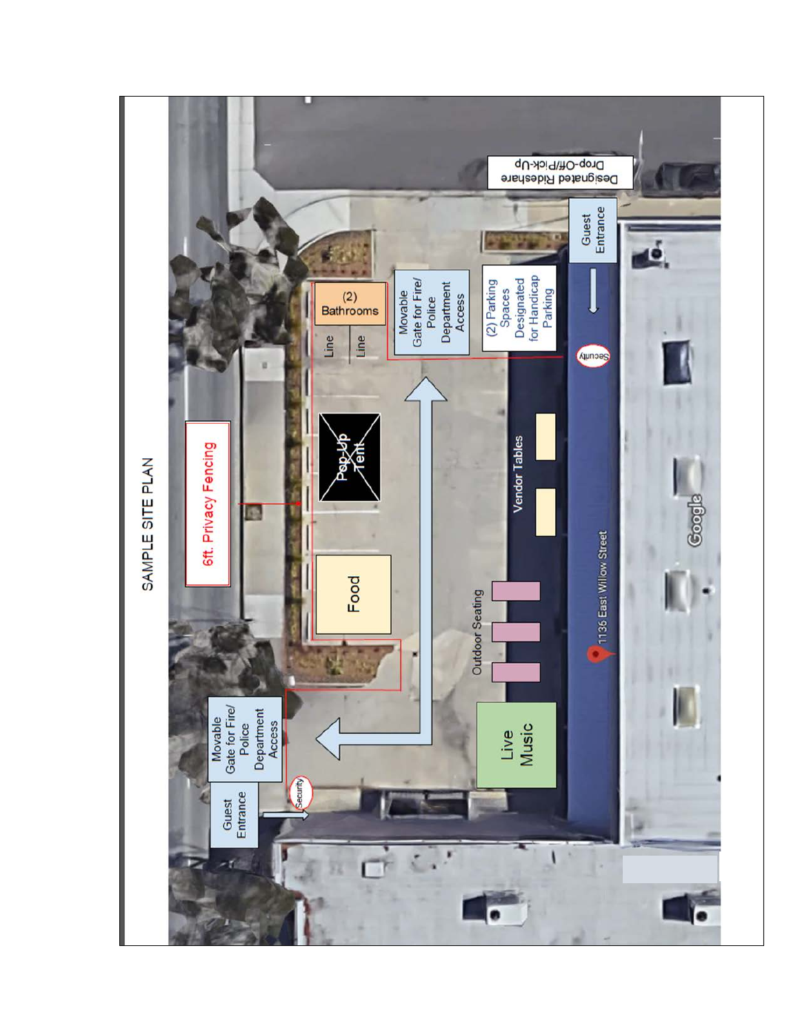# SAMPLE SITE PLAN

6ft. Privacy Fencing

Designated Rideshare Drop-Off/Pick-Up

Guest Entrance

(2) Bathrooms

Line

Line

Movable Gate for Fire/ Police Department Access

(2) Parking Spaces Designated for Handicap Parking

Security

Pop-Up Tent

Vendor Tables

Food

Outdoor Seating

1136 East Willow Street

Live Music

Movable Gate for Fire/ Police Department Access

Security

Guest Entrance

Google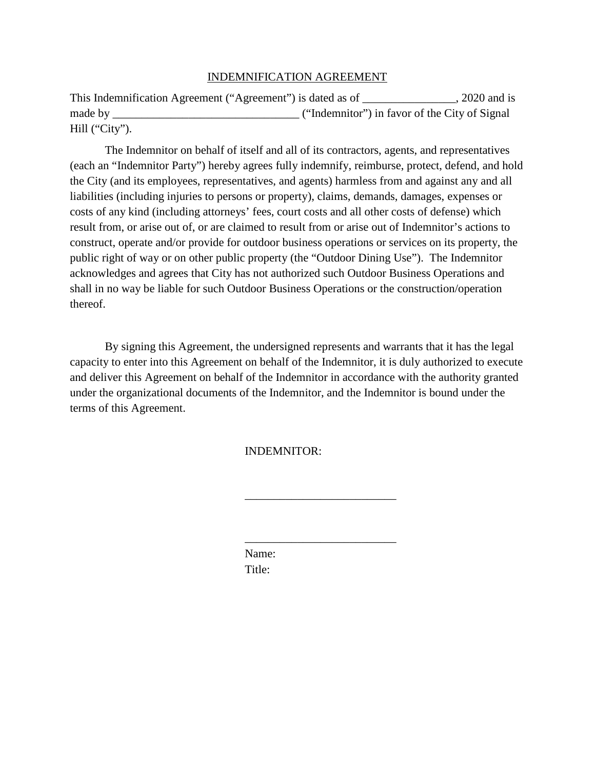# INDEMNIFICATION AGREEMENT

This Indemnification Agreement ("Agreement") is dated as of ________________, 2020 and is made by ________________________________ ("Indemnitor") in favor of the City of Signal Hill ("City").

The Indemnitor on behalf of itself and all of its contractors, agents, and representatives (each an "Indemnitor Party") hereby agrees fully indemnify, reimburse, protect, defend, and hold the City (and its employees, representatives, and agents) harmless from and against any and all liabilities (including injuries to persons or property), claims, demands, damages, expenses or costs of any kind (including attorneys' fees, court costs and all other costs of defense) which result from, or arise out of, or are claimed to result from or arise out of Indemnitor's actions to construct, operate and/or provide for outdoor business operations or services on its property, the public right of way or on other public property (the "Outdoor Dining Use"). The Indemnitor acknowledges and agrees that City has not authorized such Outdoor Business Operations and shall in no way be liable for such Outdoor Business Operations or the construction/operation thereof.

By signing this Agreement, the undersigned represents and warrants that it has the legal capacity to enter into this Agreement on behalf of the Indemnitor, it is duly authorized to execute and deliver this Agreement on behalf of the Indemnitor in accordance with the authority granted under the organizational documents of the Indemnitor, and the Indemnitor is bound under the terms of this Agreement.

INDEMNITOR:

__________________________

__________________________
Name:
Title: